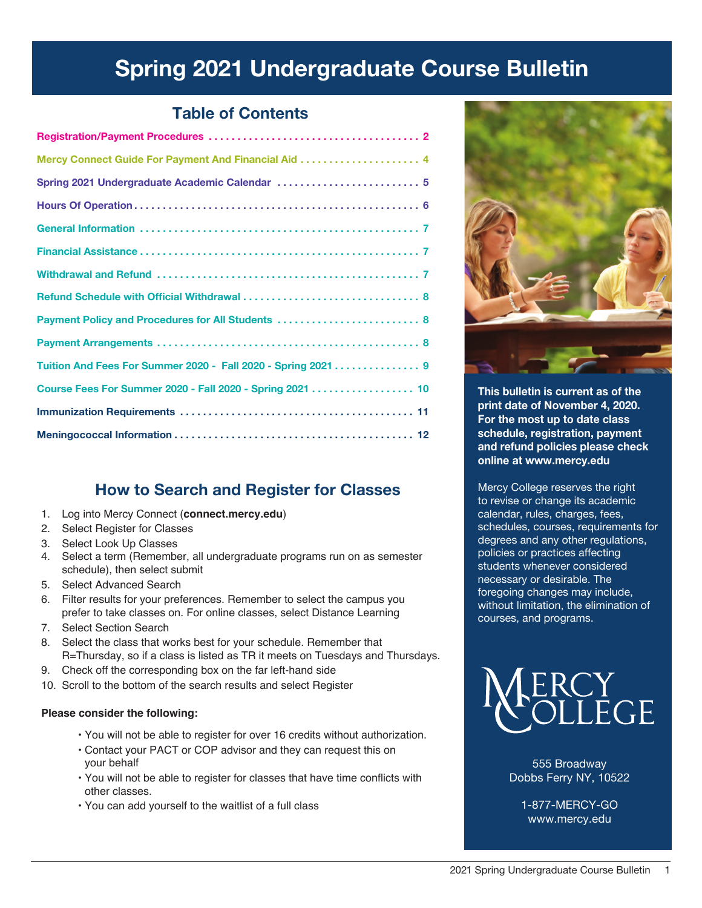# Spring 2021 Undergraduate Course Bulletin

## Table of Contents

| Section | Page |
|---|---|
| Registration/Payment Procedures | 2 |
| Mercy Connect Guide For Payment And Financial Aid | 4 |
| Spring 2021 Undergraduate Academic Calendar | 5 |
| Hours Of Operation | 6 |
| General Information | 7 |
| Financial Assistance | 7 |
| Withdrawal and Refund | 7 |
| Refund Schedule with Official Withdrawal | 8 |
| Payment Policy and Procedures for All Students | 8 |
| Payment Arrangements | 8 |
| Tuition And Fees For Summer 2020 - Fall 2020 - Spring 2021 | 9 |
| Course Fees For Summer 2020 - Fall 2020 - Spring 2021 | 10 |
| Immunization Requirements | 11 |
| Meningococcal Information | 12 |

## How to Search and Register for Classes

1. Log into Mercy Connect (**connect.mercy.edu**)
2. Select Register for Classes
3. Select Look Up Classes
4. Select a term (Remember, all undergraduate programs run on as semester schedule), then select submit
5. Select Advanced Search
6. Filter results for your preferences. Remember to select the campus you prefer to take classes on. For online classes, select Distance Learning
7. Select Section Search
8. Select the class that works best for your schedule. Remember that R=Thursday, so if a class is listed as TR it meets on Tuesdays and Thursdays.
9. Check off the corresponding box on the far left-hand side
10. Scroll to the bottom of the search results and select Register

**Please consider the following:**

- You will not be able to register for over 16 credits without authorization.
- Contact your PACT or COP advisor and they can request this on your behalf
- You will not be able to register for classes that have time conflicts with other classes.
- You can add yourself to the waitlist of a full class

**This bulletin is current as of the print date of November 4, 2020. For the most up to date class schedule, registration, payment and refund policies please check online at www.mercy.edu**

Mercy College reserves the right to revise or change its academic calendar, rules, charges, fees, schedules, courses, requirements for degrees and any other regulations, policies or practices affecting students whenever considered necessary or desirable. The foregoing changes may include, without limitation, the elimination of courses, and programs.

MERCY COLLEGE

555 Broadway
Dobbs Ferry NY, 10522

1-877-MERCY-GO
www.mercy.edu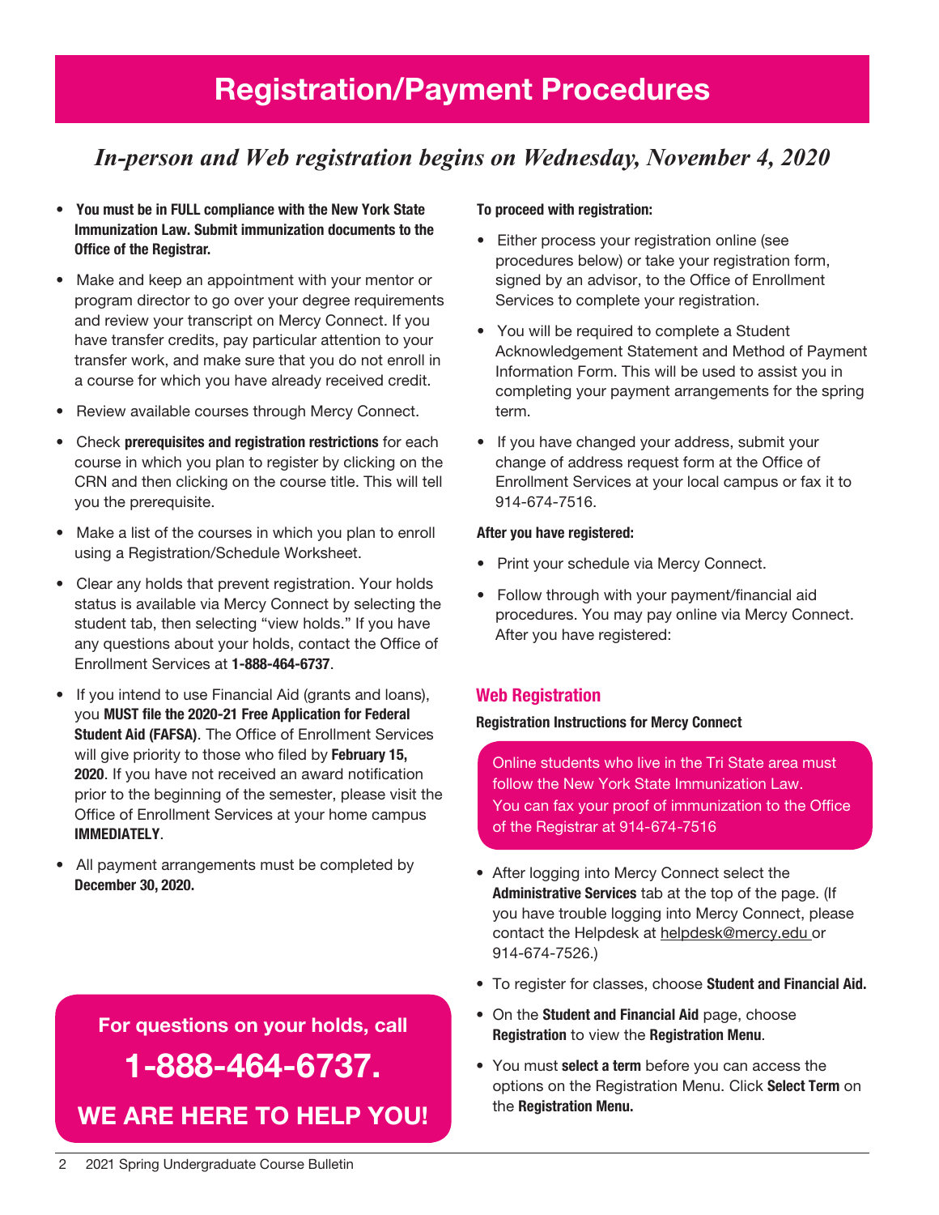# Registration/Payment Procedures

## *In-person and Web registration begins on Wednesday, November 4, 2020*

- **You must be in FULL compliance with the New York State Immunization Law. Submit immunization documents to the Office of the Registrar.**
- Make and keep an appointment with your mentor or program director to go over your degree requirements and review your transcript on Mercy Connect. If you have transfer credits, pay particular attention to your transfer work, and make sure that you do not enroll in a course for which you have already received credit.
- Review available courses through Mercy Connect.
- Check **prerequisites and registration restrictions** for each course in which you plan to register by clicking on the CRN and then clicking on the course title. This will tell you the prerequisite.
- Make a list of the courses in which you plan to enroll using a Registration/Schedule Worksheet.
- Clear any holds that prevent registration. Your holds status is available via Mercy Connect by selecting the student tab, then selecting "view holds." If you have any questions about your holds, contact the Office of Enrollment Services at **1-888-464-6737**.
- If you intend to use Financial Aid (grants and loans), you **MUST file the 2020-21 Free Application for Federal Student Aid (FAFSA)**. The Office of Enrollment Services will give priority to those who filed by **February 15, 2020**. If you have not received an award notification prior to the beginning of the semester, please visit the Office of Enrollment Services at your home campus **IMMEDIATELY**.
- All payment arrangements must be completed by **December 30, 2020.**

**For questions on your holds, call**

**1-888-464-6737.**

**WE ARE HERE TO HELP YOU!**

**To proceed with registration:**

- Either process your registration online (see procedures below) or take your registration form, signed by an advisor, to the Office of Enrollment Services to complete your registration.
- You will be required to complete a Student Acknowledgement Statement and Method of Payment Information Form. This will be used to assist you in completing your payment arrangements for the spring term.
- If you have changed your address, submit your change of address request form at the Office of Enrollment Services at your local campus or fax it to 914-674-7516.

**After you have registered:**

- Print your schedule via Mercy Connect.
- Follow through with your payment/financial aid procedures. You may pay online via Mercy Connect. After you have registered:

### Web Registration

**Registration Instructions for Mercy Connect**

Online students who live in the Tri State area must follow the New York State Immunization Law. You can fax your proof of immunization to the Office of the Registrar at 914-674-7516

- After logging into Mercy Connect select the **Administrative Services** tab at the top of the page. (If you have trouble logging into Mercy Connect, please contact the Helpdesk at helpdesk@mercy.edu or 914-674-7526.)
- To register for classes, choose **Student and Financial Aid.**
- On the **Student and Financial Aid** page, choose **Registration** to view the **Registration Menu**.
- You must **select a term** before you can access the options on the Registration Menu. Click **Select Term** on the **Registration Menu.**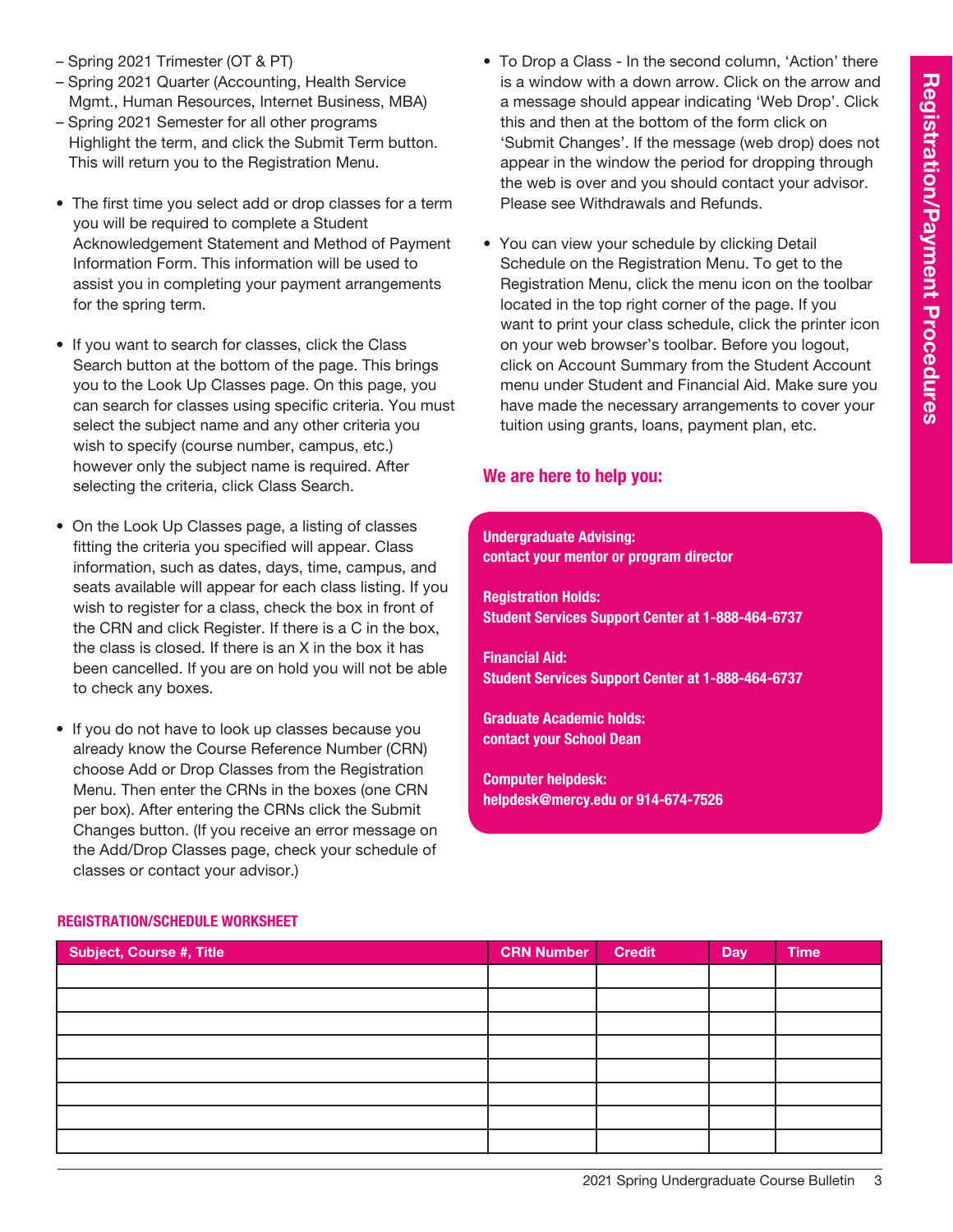– Spring 2021 Trimester (OT & PT)
– Spring 2021 Quarter (Accounting, Health Service Mgmt., Human Resources, Internet Business, MBA)
– Spring 2021 Semester for all other programs
Highlight the term, and click the Submit Term button. This will return you to the Registration Menu.

- The first time you select add or drop classes for a term you will be required to complete a Student Acknowledgement Statement and Method of Payment Information Form. This information will be used to assist you in completing your payment arrangements for the spring term.

- If you want to search for classes, click the Class Search button at the bottom of the page. This brings you to the Look Up Classes page. On this page, you can search for classes using specific criteria. You must select the subject name and any other criteria you wish to specify (course number, campus, etc.) however only the subject name is required. After selecting the criteria, click Class Search.

- On the Look Up Classes page, a listing of classes fitting the criteria you specified will appear. Class information, such as dates, days, time, campus, and seats available will appear for each class listing. If you wish to register for a class, check the box in front of the CRN and click Register. If there is a C in the box, the class is closed. If there is an X in the box it has been cancelled. If you are on hold you will not be able to check any boxes.

- If you do not have to look up classes because you already know the Course Reference Number (CRN) choose Add or Drop Classes from the Registration Menu. Then enter the CRNs in the boxes (one CRN per box). After entering the CRNs click the Submit Changes button. (If you receive an error message on the Add/Drop Classes page, check your schedule of classes or contact your advisor.)

- To Drop a Class - In the second column, 'Action' there is a window with a down arrow. Click on the arrow and a message should appear indicating 'Web Drop'. Click this and then at the bottom of the form click on 'Submit Changes'. If the message (web drop) does not appear in the window the period for dropping through the web is over and you should contact your advisor. Please see Withdrawals and Refunds.

- You can view your schedule by clicking Detail Schedule on the Registration Menu. To get to the Registration Menu, click the menu icon on the toolbar located in the top right corner of the page. If you want to print your class schedule, click the printer icon on your web browser's toolbar. Before you logout, click on Account Summary from the Student Account menu under Student and Financial Aid. Make sure you have made the necessary arrangements to cover your tuition using grants, loans, payment plan, etc.

## We are here to help you:

**Undergraduate Advising:**
**contact your mentor or program director**

**Registration Holds:**
**Student Services Support Center at 1-888-464-6737**

**Financial Aid:**
**Student Services Support Center at 1-888-464-6737**

**Graduate Academic holds:**
**contact your School Dean**

**Computer helpdesk:**
**helpdesk@mercy.edu or 914-674-7526**

### REGISTRATION/SCHEDULE WORKSHEET

| Subject, Course #, Title | CRN Number | Credit | Day | Time |
|---|---|---|---|---|
| | | | | |
| | | | | |
| | | | | |
| | | | | |
| | | | | |
| | | | | |
| | | | | |
| | | | | |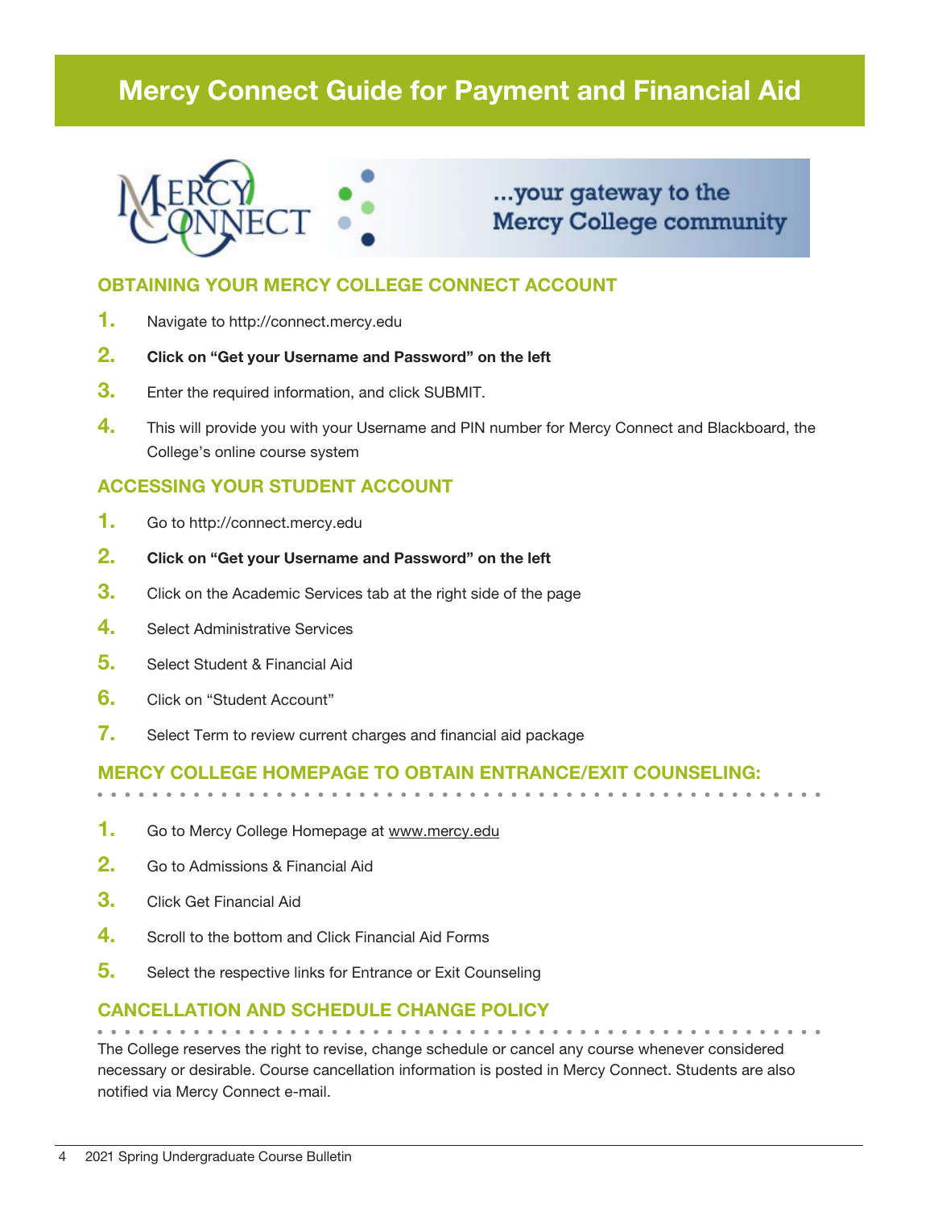# Mercy Connect Guide for Payment and Financial Aid

...your gateway to the Mercy College community

## OBTAINING YOUR MERCY COLLEGE CONNECT ACCOUNT

1. Navigate to http://connect.mercy.edu
2. **Click on "Get your Username and Password" on the left**
3. Enter the required information, and click SUBMIT.
4. This will provide you with your Username and PIN number for Mercy Connect and Blackboard, the College's online course system

## ACCESSING YOUR STUDENT ACCOUNT

1. Go to http://connect.mercy.edu
2. **Click on "Get your Username and Password" on the left**
3. Click on the Academic Services tab at the right side of the page
4. Select Administrative Services
5. Select Student & Financial Aid
6. Click on "Student Account"
7. Select Term to review current charges and financial aid package

## MERCY COLLEGE HOMEPAGE TO OBTAIN ENTRANCE/EXIT COUNSELING:

1. Go to Mercy College Homepage at www.mercy.edu
2. Go to Admissions & Financial Aid
3. Click Get Financial Aid
4. Scroll to the bottom and Click Financial Aid Forms
5. Select the respective links for Entrance or Exit Counseling

## CANCELLATION AND SCHEDULE CHANGE POLICY

The College reserves the right to revise, change schedule or cancel any course whenever considered necessary or desirable. Course cancellation information is posted in Mercy Connect. Students are also notified via Mercy Connect e-mail.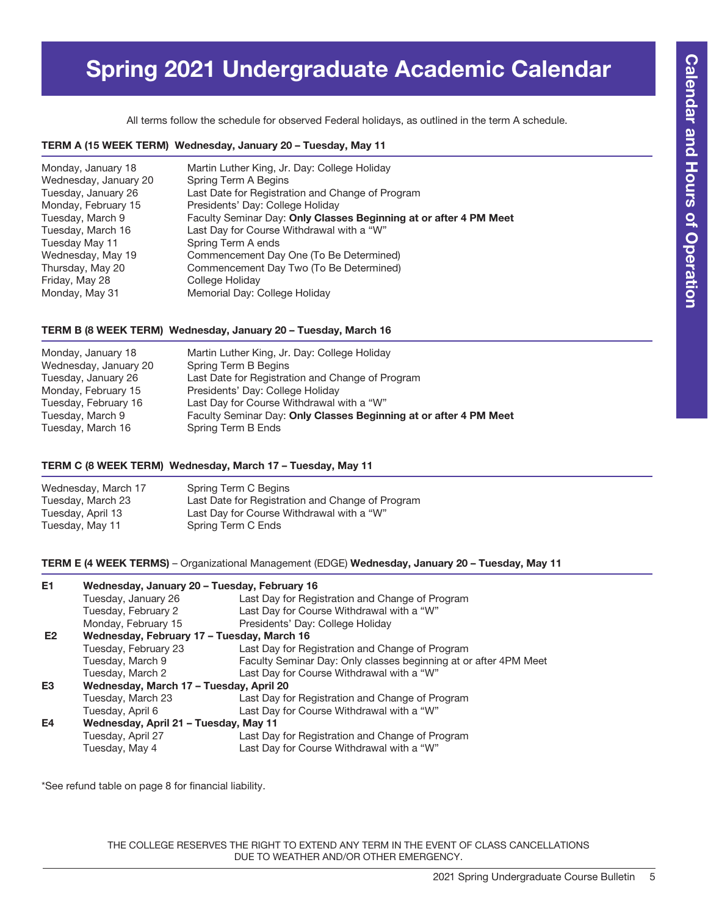# Spring 2021 Undergraduate Academic Calendar

All terms follow the schedule for observed Federal holidays, as outlined in the term A schedule.

### TERM A (15 WEEK TERM) Wednesday, January 20 – Tuesday, May 11

| | |
|---|---|
| Monday, January 18 | Martin Luther King, Jr. Day: College Holiday |
| Wednesday, January 20 | Spring Term A Begins |
| Tuesday, January 26 | Last Date for Registration and Change of Program |
| Monday, February 15 | Presidents' Day: College Holiday |
| Tuesday, March 9 | Faculty Seminar Day: **Only Classes Beginning at or after 4 PM Meet** |
| Tuesday, March 16 | Last Day for Course Withdrawal with a "W" |
| Tuesday May 11 | Spring Term A ends |
| Wednesday, May 19 | Commencement Day One (To Be Determined) |
| Thursday, May 20 | Commencement Day Two (To Be Determined) |
| Friday, May 28 | College Holiday |
| Monday, May 31 | Memorial Day: College Holiday |

### TERM B (8 WEEK TERM) Wednesday, January 20 – Tuesday, March 16

| | |
|---|---|
| Monday, January 18 | Martin Luther King, Jr. Day: College Holiday |
| Wednesday, January 20 | Spring Term B Begins |
| Tuesday, January 26 | Last Date for Registration and Change of Program |
| Monday, February 15 | Presidents' Day: College Holiday |
| Tuesday, February 16 | Last Day for Course Withdrawal with a "W" |
| Tuesday, March 9 | Faculty Seminar Day: **Only Classes Beginning at or after 4 PM Meet** |
| Tuesday, March 16 | Spring Term B Ends |

### TERM C (8 WEEK TERM) Wednesday, March 17 – Tuesday, May 11

| | |
|---|---|
| Wednesday, March 17 | Spring Term C Begins |
| Tuesday, March 23 | Last Date for Registration and Change of Program |
| Tuesday, April 13 | Last Day for Course Withdrawal with a "W" |
| Tuesday, May 11 | Spring Term C Ends |

### TERM E (4 WEEK TERMS) – Organizational Management (EDGE) Wednesday, January 20 – Tuesday, May 11

| | | |
|---|---|---|
| **E1** | **Wednesday, January 20 – Tuesday, February 16** | |
| | Tuesday, January 26 | Last Day for Registration and Change of Program |
| | Tuesday, February 2 | Last Day for Course Withdrawal with a "W" |
| | Monday, February 15 | Presidents' Day: College Holiday |
| **E2** | **Wednesday, February 17 – Tuesday, March 16** | |
| | Tuesday, February 23 | Last Day for Registration and Change of Program |
| | Tuesday, March 9 | Faculty Seminar Day: Only classes beginning at or after 4PM Meet |
| | Tuesday, March 2 | Last Day for Course Withdrawal with a "W" |
| **E3** | **Wednesday, March 17 – Tuesday, April 20** | |
| | Tuesday, March 23 | Last Day for Registration and Change of Program |
| | Tuesday, April 6 | Last Day for Course Withdrawal with a "W" |
| **E4** | **Wednesday, April 21 – Tuesday, May 11** | |
| | Tuesday, April 27 | Last Day for Registration and Change of Program |
| | Tuesday, May 4 | Last Day for Course Withdrawal with a "W" |

*See refund table on page 8 for financial liability.

THE COLLEGE RESERVES THE RIGHT TO EXTEND ANY TERM IN THE EVENT OF CLASS CANCELLATIONS DUE TO WEATHER AND/OR OTHER EMERGENCY.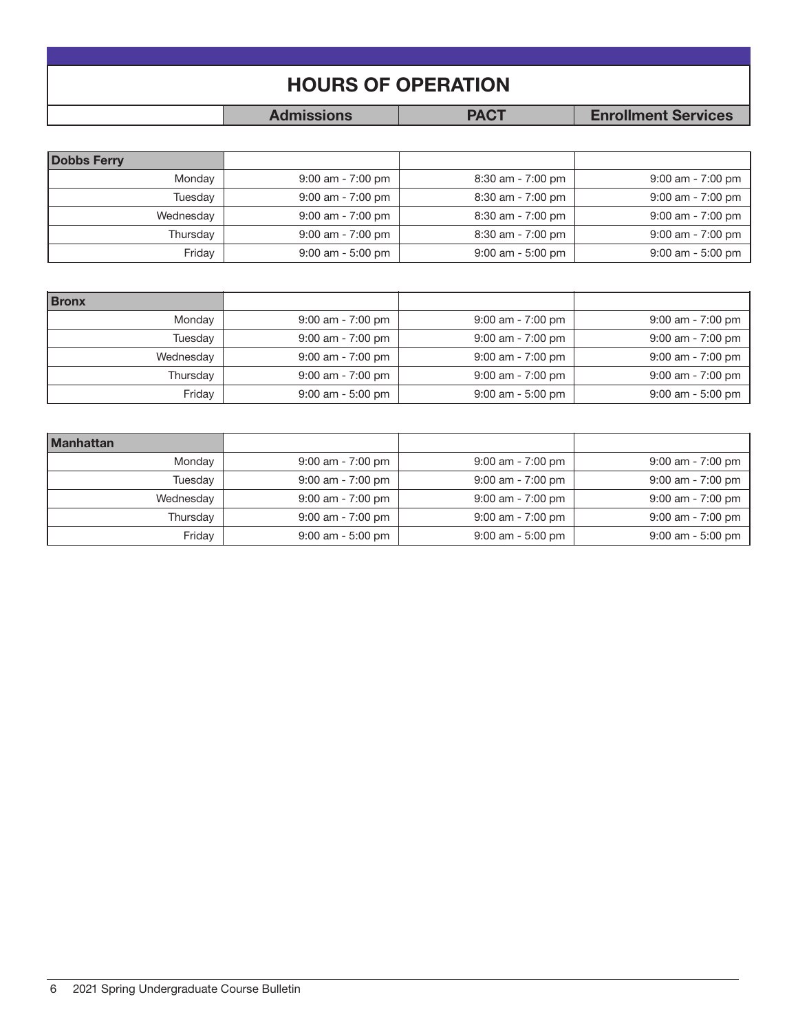# HOURS OF OPERATION

| | Admissions | PACT | Enrollment Services |
|---|---|---|---|
| **Dobbs Ferry** | | | |
| Monday | 9:00 am - 7:00 pm | 8:30 am - 7:00 pm | 9:00 am - 7:00 pm |
| Tuesday | 9:00 am - 7:00 pm | 8:30 am - 7:00 pm | 9:00 am - 7:00 pm |
| Wednesday | 9:00 am - 7:00 pm | 8:30 am - 7:00 pm | 9:00 am - 7:00 pm |
| Thursday | 9:00 am - 7:00 pm | 8:30 am - 7:00 pm | 9:00 am - 7:00 pm |
| Friday | 9:00 am - 5:00 pm | 9:00 am - 5:00 pm | 9:00 am - 5:00 pm |

| | Admissions | PACT | Enrollment Services |
|---|---|---|---|
| **Bronx** | | | |
| Monday | 9:00 am - 7:00 pm | 9:00 am - 7:00 pm | 9:00 am - 7:00 pm |
| Tuesday | 9:00 am - 7:00 pm | 9:00 am - 7:00 pm | 9:00 am - 7:00 pm |
| Wednesday | 9:00 am - 7:00 pm | 9:00 am - 7:00 pm | 9:00 am - 7:00 pm |
| Thursday | 9:00 am - 7:00 pm | 9:00 am - 7:00 pm | 9:00 am - 7:00 pm |
| Friday | 9:00 am - 5:00 pm | 9:00 am - 5:00 pm | 9:00 am - 5:00 pm |

| | Admissions | PACT | Enrollment Services |
|---|---|---|---|
| **Manhattan** | | | |
| Monday | 9:00 am - 7:00 pm | 9:00 am - 7:00 pm | 9:00 am - 7:00 pm |
| Tuesday | 9:00 am - 7:00 pm | 9:00 am - 7:00 pm | 9:00 am - 7:00 pm |
| Wednesday | 9:00 am - 7:00 pm | 9:00 am - 7:00 pm | 9:00 am - 7:00 pm |
| Thursday | 9:00 am - 7:00 pm | 9:00 am - 7:00 pm | 9:00 am - 7:00 pm |
| Friday | 9:00 am - 5:00 pm | 9:00 am - 5:00 pm | 9:00 am - 5:00 pm |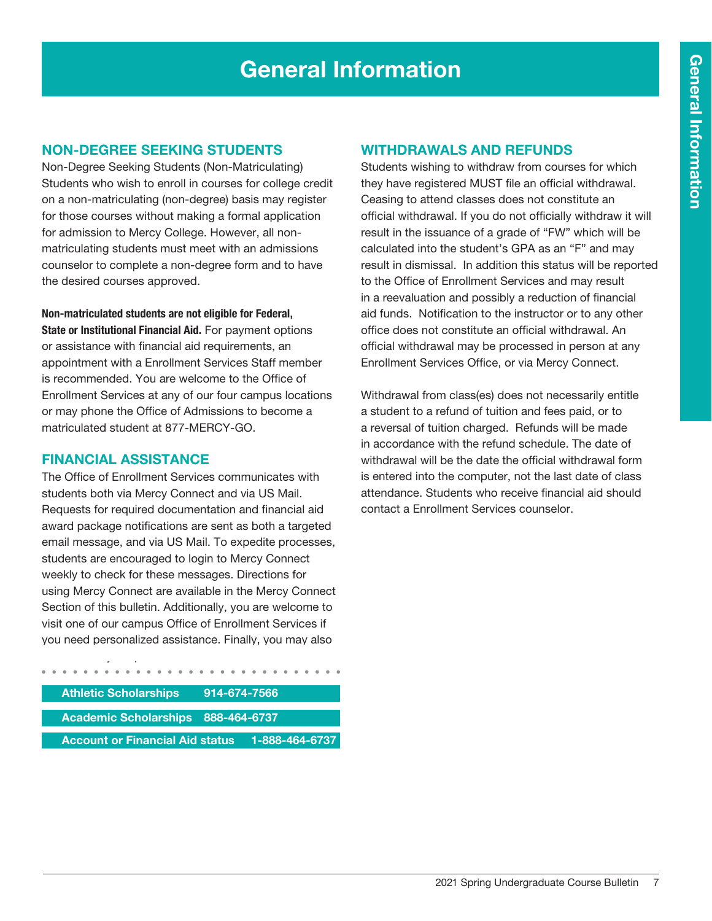# General Information

## NON-DEGREE SEEKING STUDENTS

Non-Degree Seeking Students (Non-Matriculating) Students who wish to enroll in courses for college credit on a non-matriculating (non-degree) basis may register for those courses without making a formal application for admission to Mercy College. However, all non-matriculating students must meet with an admissions counselor to complete a non-degree form and to have the desired courses approved.

**Non-matriculated students are not eligible for Federal, State or Institutional Financial Aid.** For payment options or assistance with financial aid requirements, an appointment with a Enrollment Services Staff member is recommended. You are welcome to the Office of Enrollment Services at any of our four campus locations or may phone the Office of Admissions to become a matriculated student at 877-MERCY-GO.

## FINANCIAL ASSISTANCE

The Office of Enrollment Services communicates with students both via Mercy Connect and via US Mail. Requests for required documentation and financial aid award package notifications are sent as both a targeted email message, and via US Mail. To expedite processes, students are encouraged to login to Mercy Connect weekly to check for these messages. Directions for using Mercy Connect are available in the Mercy Connect Section of this bulletin. Additionally, you are welcome to visit one of our campus Office of Enrollment Services if you need personalized assistance. Finally, you may also

| | |
|---|---|
| Athletic Scholarships | 914-674-7566 |
| Academic Scholarships | 888-464-6737 |
| Account or Financial Aid status | 1-888-464-6737 |

## WITHDRAWALS AND REFUNDS

Students wishing to withdraw from courses for which they have registered MUST file an official withdrawal. Ceasing to attend classes does not constitute an official withdrawal. If you do not officially withdraw it will result in the issuance of a grade of "FW" which will be calculated into the student's GPA as an "F" and may result in dismissal. In addition this status will be reported to the Office of Enrollment Services and may result in a reevaluation and possibly a reduction of financial aid funds. Notification to the instructor or to any other office does not constitute an official withdrawal. An official withdrawal may be processed in person at any Enrollment Services Office, or via Mercy Connect.

Withdrawal from class(es) does not necessarily entitle a student to a refund of tuition and fees paid, or to a reversal of tuition charged. Refunds will be made in accordance with the refund schedule. The date of withdrawal will be the date the official withdrawal form is entered into the computer, not the last date of class attendance. Students who receive financial aid should contact a Enrollment Services counselor.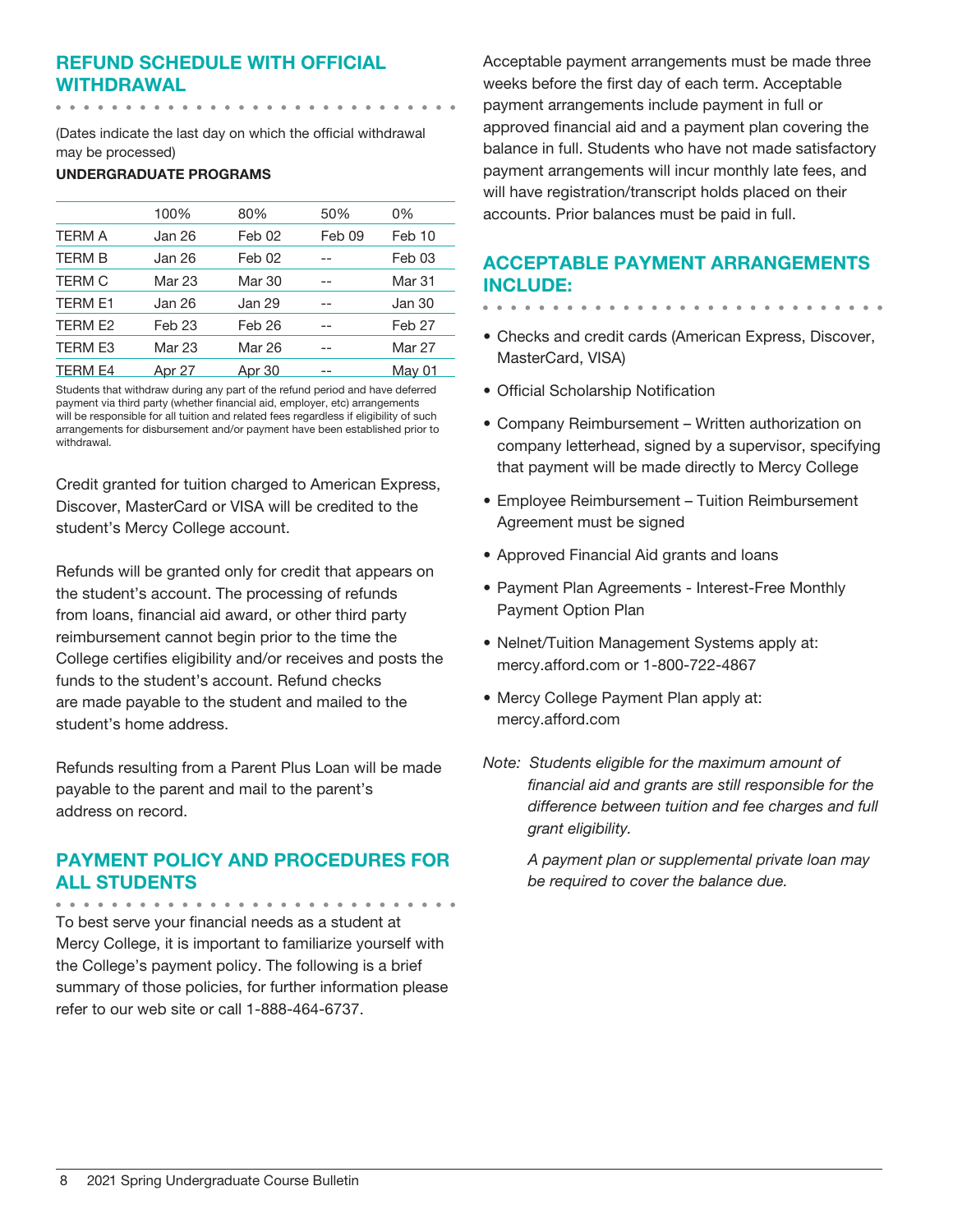## REFUND SCHEDULE WITH OFFICIAL WITHDRAWAL

(Dates indicate the last day on which the official withdrawal may be processed)

**UNDERGRADUATE PROGRAMS**

| | 100% | 80% | 50% | 0% |
|---|---|---|---|---|
| TERM A | Jan 26 | Feb 02 | Feb 09 | Feb 10 |
| TERM B | Jan 26 | Feb 02 | -- | Feb 03 |
| TERM C | Mar 23 | Mar 30 | -- | Mar 31 |
| TERM E1 | Jan 26 | Jan 29 | -- | Jan 30 |
| TERM E2 | Feb 23 | Feb 26 | -- | Feb 27 |
| TERM E3 | Mar 23 | Mar 26 | -- | Mar 27 |
| TERM E4 | Apr 27 | Apr 30 | -- | May 01 |

Students that withdraw during any part of the refund period and have deferred payment via third party (whether financial aid, employer, etc) arrangements will be responsible for all tuition and related fees regardless if eligibility of such arrangements for disbursement and/or payment have been established prior to withdrawal.

Credit granted for tuition charged to American Express, Discover, MasterCard or VISA will be credited to the student's Mercy College account.

Refunds will be granted only for credit that appears on the student's account. The processing of refunds from loans, financial aid award, or other third party reimbursement cannot begin prior to the time the College certifies eligibility and/or receives and posts the funds to the student's account. Refund checks are made payable to the student and mailed to the student's home address.

Refunds resulting from a Parent Plus Loan will be made payable to the parent and mail to the parent's address on record.

## PAYMENT POLICY AND PROCEDURES FOR ALL STUDENTS

To best serve your financial needs as a student at Mercy College, it is important to familiarize yourself with the College's payment policy. The following is a brief summary of those policies, for further information please refer to our web site or call 1-888-464-6737.

Acceptable payment arrangements must be made three weeks before the first day of each term. Acceptable payment arrangements include payment in full or approved financial aid and a payment plan covering the balance in full. Students who have not made satisfactory payment arrangements will incur monthly late fees, and will have registration/transcript holds placed on their accounts. Prior balances must be paid in full.

## ACCEPTABLE PAYMENT ARRANGEMENTS INCLUDE:

- Checks and credit cards (American Express, Discover, MasterCard, VISA)
- Official Scholarship Notification
- Company Reimbursement – Written authorization on company letterhead, signed by a supervisor, specifying that payment will be made directly to Mercy College
- Employee Reimbursement – Tuition Reimbursement Agreement must be signed
- Approved Financial Aid grants and loans
- Payment Plan Agreements - Interest-Free Monthly Payment Option Plan
- Nelnet/Tuition Management Systems apply at: mercy.afford.com or 1-800-722-4867
- Mercy College Payment Plan apply at: mercy.afford.com

*Note: Students eligible for the maximum amount of financial aid and grants are still responsible for the difference between tuition and fee charges and full grant eligibility.*

*A payment plan or supplemental private loan may be required to cover the balance due.*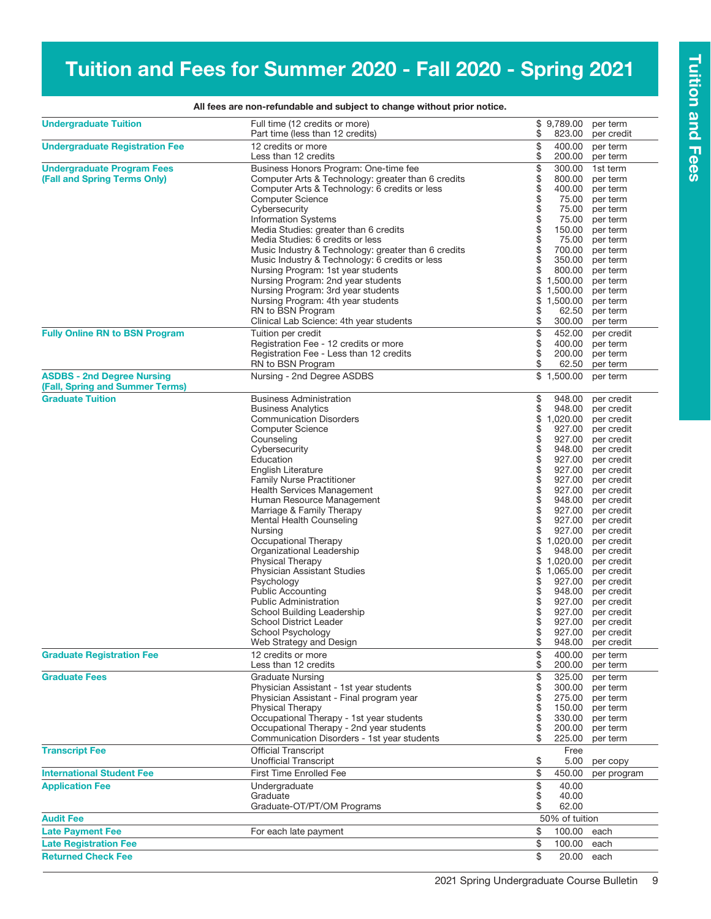# Tuition and Fees for Summer 2020 - Fall 2020 - Spring 2021

**All fees are non-refundable and subject to change without prior notice.**

| Category | Item | Amount | Unit |
|---|---|---|---|
| **Undergraduate Tuition** | Full time (12 credits or more) | $ 9,789.00 | per term |
| | Part time (less than 12 credits) | $ 823.00 | per credit |
| **Undergraduate Registration Fee** | 12 credits or more | $ 400.00 | per term |
| | Less than 12 credits | $ 200.00 | per term |
| **Undergraduate Program Fees (Fall and Spring Terms Only)** | Business Honors Program: One-time fee | $ 300.00 | 1st term |
| | Computer Arts & Technology: greater than 6 credits | $ 800.00 | per term |
| | Computer Arts & Technology: 6 credits or less | $ 400.00 | per term |
| | Computer Science | $ 75.00 | per term |
| | Cybersecurity | $ 75.00 | per term |
| | Information Systems | $ 75.00 | per term |
| | Media Studies: greater than 6 credits | $ 150.00 | per term |
| | Media Studies: 6 credits or less | $ 75.00 | per term |
| | Music Industry & Technology: greater than 6 credits | $ 700.00 | per term |
| | Music Industry & Technology: 6 credits or less | $ 350.00 | per term |
| | Nursing Program: 1st year students | $ 800.00 | per term |
| | Nursing Program: 2nd year students | $ 1,500.00 | per term |
| | Nursing Program: 3rd year students | $ 1,500.00 | per term |
| | Nursing Program: 4th year students | $ 1,500.00 | per term |
| | RN to BSN Program | $ 62.50 | per term |
| | Clinical Lab Science: 4th year students | $ 300.00 | per term |
| **Fully Online RN to BSN Program** | Tuition per credit | $ 452.00 | per credit |
| | Registration Fee - 12 credits or more | $ 400.00 | per term |
| | Registration Fee - Less than 12 credits | $ 200.00 | per term |
| | RN to BSN Program | $ 62.50 | per term |
| **ASDBS - 2nd Degree Nursing (Fall, Spring and Summer Terms)** | Nursing - 2nd Degree ASDBS | $ 1,500.00 | per term |
| **Graduate Tuition** | Business Administration | $ 948.00 | per credit |
| | Business Analytics | $ 948.00 | per credit |
| | Communication Disorders | $ 1,020.00 | per credit |
| | Computer Science | $ 927.00 | per credit |
| | Counseling | $ 927.00 | per credit |
| | Cybersecurity | $ 948.00 | per credit |
| | Education | $ 927.00 | per credit |
| | English Literature | $ 927.00 | per credit |
| | Family Nurse Practitioner | $ 927.00 | per credit |
| | Health Services Management | $ 927.00 | per credit |
| | Human Resource Management | $ 948.00 | per credit |
| | Marriage & Family Therapy | $ 927.00 | per credit |
| | Mental Health Counseling | $ 927.00 | per credit |
| | Nursing | $ 927.00 | per credit |
| | Occupational Therapy | $ 1,020.00 | per credit |
| | Organizational Leadership | $ 948.00 | per credit |
| | Physical Therapy | $ 1,020.00 | per credit |
| | Physician Assistant Studies | $ 1,065.00 | per credit |
| | Psychology | $ 927.00 | per credit |
| | Public Accounting | $ 948.00 | per credit |
| | Public Administration | $ 927.00 | per credit |
| | School Building Leadership | $ 927.00 | per credit |
| | School District Leader | $ 927.00 | per credit |
| | School Psychology | $ 927.00 | per credit |
| | Web Strategy and Design | $ 948.00 | per credit |
| **Graduate Registration Fee** | 12 credits or more | $ 400.00 | per term |
| | Less than 12 credits | $ 200.00 | per term |
| **Graduate Fees** | Graduate Nursing | $ 325.00 | per term |
| | Physician Assistant - 1st year students | $ 300.00 | per term |
| | Physician Assistant - Final program year | $ 275.00 | per term |
| | Physical Therapy | $ 150.00 | per term |
| | Occupational Therapy - 1st year students | $ 330.00 | per term |
| | Occupational Therapy - 2nd year students | $ 200.00 | per term |
| | Communication Disorders - 1st year students | $ 225.00 | per term |
| **Transcript Fee** | Official Transcript | Free | |
| | Unofficial Transcript | $ 5.00 | per copy |
| **International Student Fee** | First Time Enrolled Fee | $ 450.00 | per program |
| **Application Fee** | Undergraduate | $ 40.00 | |
| | Graduate | $ 40.00 | |
| | Graduate-OT/PT/OM Programs | $ 62.00 | |
| **Audit Fee** | | 50% of tuition | |
| **Late Payment Fee** | For each late payment | $ 100.00 | each |
| **Late Registration Fee** | | $ 100.00 | each |
| **Returned Check Fee** | | $ 20.00 | each |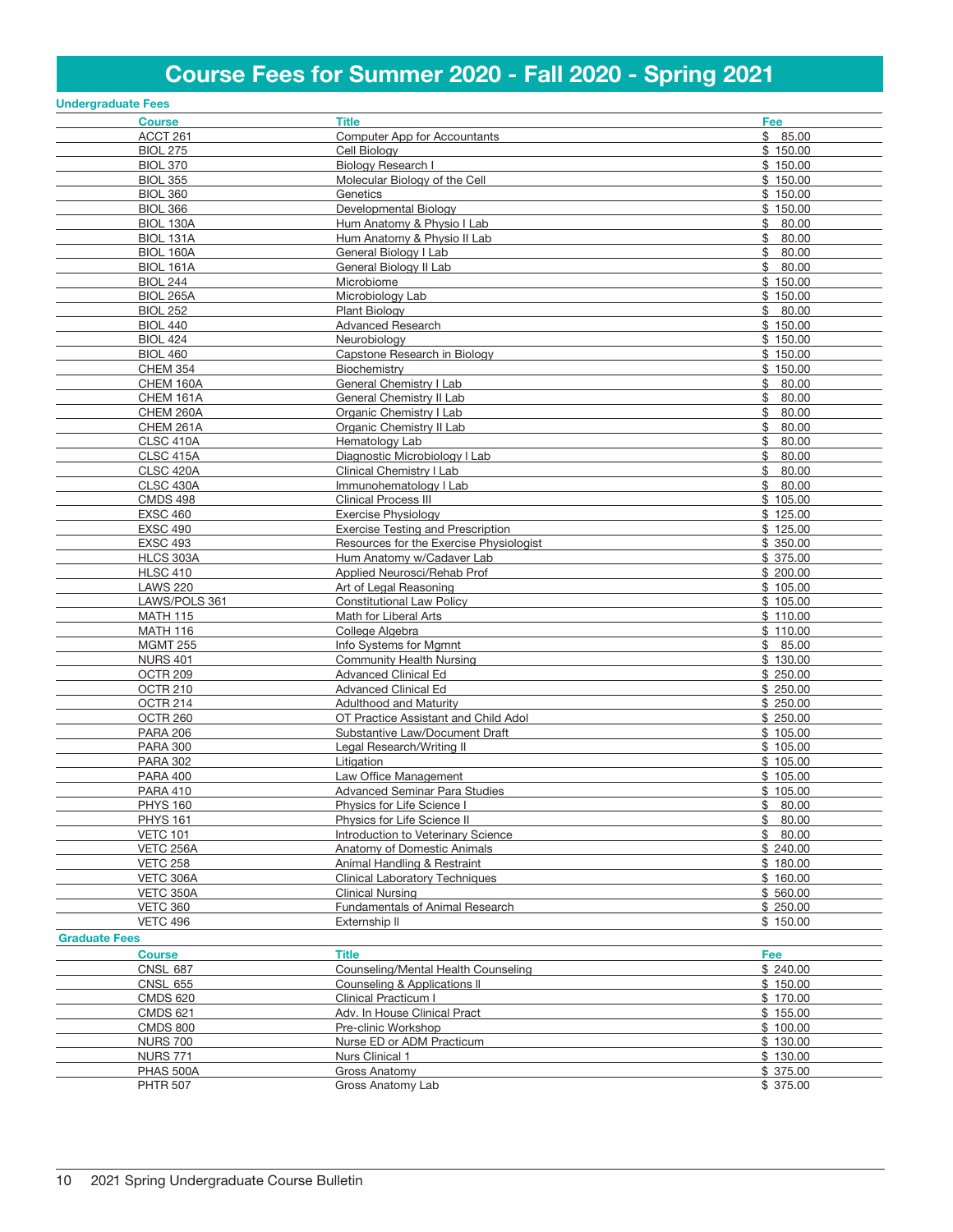# Course Fees for Summer 2020 - Fall 2020 - Spring 2021

## Undergraduate Fees

| Course | Title | Fee |
|---|---|---|
| ACCT 261 | Computer App for Accountants | $ 85.00 |
| BIOL 275 | Cell Biology | $ 150.00 |
| BIOL 370 | Biology Research I | $ 150.00 |
| BIOL 355 | Molecular Biology of the Cell | $ 150.00 |
| BIOL 360 | Genetics | $ 150.00 |
| BIOL 366 | Developmental Biology | $ 150.00 |
| BIOL 130A | Hum Anatomy & Physio I Lab | $ 80.00 |
| BIOL 131A | Hum Anatomy & Physio II Lab | $ 80.00 |
| BIOL 160A | General Biology I Lab | $ 80.00 |
| BIOL 161A | General Biology II Lab | $ 80.00 |
| BIOL 244 | Microbiome | $ 150.00 |
| BIOL 265A | Microbiology Lab | $ 150.00 |
| BIOL 252 | Plant Biology | $ 80.00 |
| BIOL 440 | Advanced Research | $ 150.00 |
| BIOL 424 | Neurobiology | $ 150.00 |
| BIOL 460 | Capstone Research in Biology | $ 150.00 |
| CHEM 354 | Biochemistry | $ 150.00 |
| CHEM 160A | General Chemistry I Lab | $ 80.00 |
| CHEM 161A | General Chemistry II Lab | $ 80.00 |
| CHEM 260A | Organic Chemistry I Lab | $ 80.00 |
| CHEM 261A | Organic Chemistry II Lab | $ 80.00 |
| CLSC 410A | Hematology Lab | $ 80.00 |
| CLSC 415A | Diagnostic Microbiology I Lab | $ 80.00 |
| CLSC 420A | Clinical Chemistry I Lab | $ 80.00 |
| CLSC 430A | Immunohematology I Lab | $ 80.00 |
| CMDS 498 | Clinical Process III | $ 105.00 |
| EXSC 460 | Exercise Physiology | $ 125.00 |
| EXSC 490 | Exercise Testing and Prescription | $ 125.00 |
| EXSC 493 | Resources for the Exercise Physiologist | $ 350.00 |
| HLCS 303A | Hum Anatomy w/Cadaver Lab | $ 375.00 |
| HLSC 410 | Applied Neurosci/Rehab Prof | $ 200.00 |
| LAWS 220 | Art of Legal Reasoning | $ 105.00 |
| LAWS/POLS 361 | Constitutional Law Policy | $ 105.00 |
| MATH 115 | Math for Liberal Arts | $ 110.00 |
| MATH 116 | College Algebra | $ 110.00 |
| MGMT 255 | Info Systems for Mgmnt | $ 85.00 |
| NURS 401 | Community Health Nursing | $ 130.00 |
| OCTR 209 | Advanced Clinical Ed | $ 250.00 |
| OCTR 210 | Advanced Clinical Ed | $ 250.00 |
| OCTR 214 | Adulthood and Maturity | $ 250.00 |
| OCTR 260 | OT Practice Assistant and Child Adol | $ 250.00 |
| PARA 206 | Substantive Law/Document Draft | $ 105.00 |
| PARA 300 | Legal Research/Writing II | $ 105.00 |
| PARA 302 | Litigation | $ 105.00 |
| PARA 400 | Law Office Management | $ 105.00 |
| PARA 410 | Advanced Seminar Para Studies | $ 105.00 |
| PHYS 160 | Physics for Life Science I | $ 80.00 |
| PHYS 161 | Physics for Life Science II | $ 80.00 |
| VETC 101 | Introduction to Veterinary Science | $ 80.00 |
| VETC 256A | Anatomy of Domestic Animals | $ 240.00 |
| VETC 258 | Animal Handling & Restraint | $ 180.00 |
| VETC 306A | Clinical Laboratory Techniques | $ 160.00 |
| VETC 350A | Clinical Nursing | $ 560.00 |
| VETC 360 | Fundamentals of Animal Research | $ 250.00 |
| VETC 496 | Externship II | $ 150.00 |

## Graduate Fees

| Course | Title | Fee |
|---|---|---|
| CNSL 687 | Counseling/Mental Health Counseling | $ 240.00 |
| CNSL 655 | Counseling & Applications II | $ 150.00 |
| CMDS 620 | Clinical Practicum I | $ 170.00 |
| CMDS 621 | Adv. In House Clinical Pract | $ 155.00 |
| CMDS 800 | Pre-clinic Workshop | $ 100.00 |
| NURS 700 | Nurse ED or ADM Practicum | $ 130.00 |
| NURS 771 | Nurs Clinical 1 | $ 130.00 |
| PHAS 500A | Gross Anatomy | $ 375.00 |
| PHTR 507 | Gross Anatomy Lab | $ 375.00 |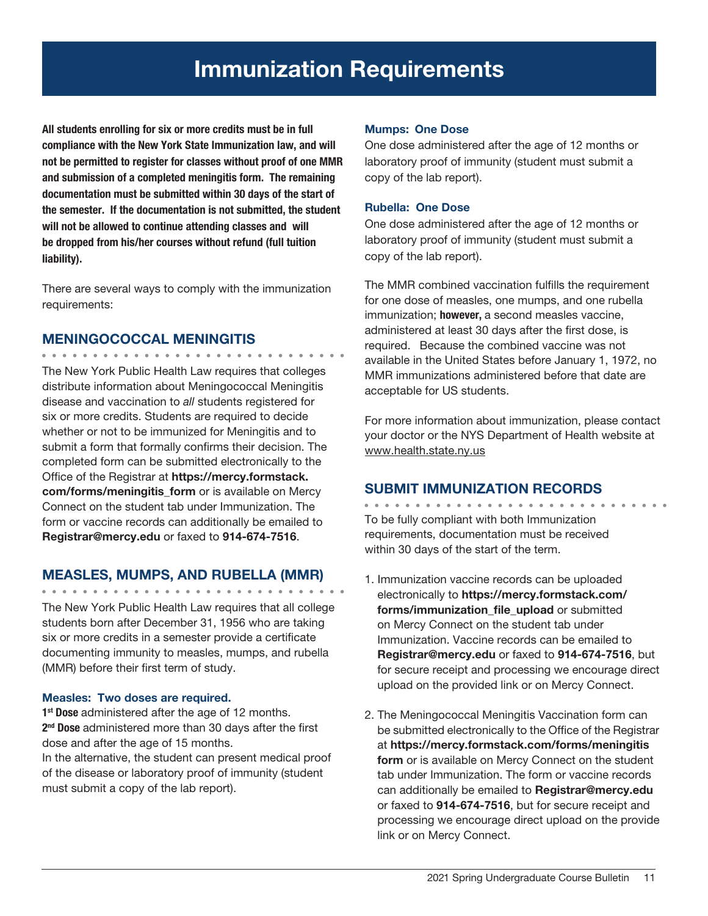# Immunization Requirements

**All students enrolling for six or more credits must be in full compliance with the New York State Immunization law, and will not be permitted to register for classes without proof of one MMR and submission of a completed meningitis form. The remaining documentation must be submitted within 30 days of the start of the semester. If the documentation is not submitted, the student will not be allowed to continue attending classes and will be dropped from his/her courses without refund (full tuition liability).**

There are several ways to comply with the immunization requirements:

## MENINGOCOCCAL MENINGITIS

The New York Public Health Law requires that colleges distribute information about Meningococcal Meningitis disease and vaccination to *all* students registered for six or more credits. Students are required to decide whether or not to be immunized for Meningitis and to submit a form that formally confirms their decision. The completed form can be submitted electronically to the Office of the Registrar at **https://mercy.formstack.com/forms/meningitis_form** or is available on Mercy Connect on the student tab under Immunization. The form or vaccine records can additionally be emailed to **Registrar@mercy.edu** or faxed to **914-674-7516**.

## MEASLES, MUMPS, AND RUBELLA (MMR)

The New York Public Health Law requires that all college students born after December 31, 1956 who are taking six or more credits in a semester provide a certificate documenting immunity to measles, mumps, and rubella (MMR) before their first term of study.

### Measles: Two doses are required.

**1st Dose** administered after the age of 12 months.
**2nd Dose** administered more than 30 days after the first dose and after the age of 15 months.
In the alternative, the student can present medical proof of the disease or laboratory proof of immunity (student must submit a copy of the lab report).

### Mumps: One Dose

One dose administered after the age of 12 months or laboratory proof of immunity (student must submit a copy of the lab report).

### Rubella: One Dose

One dose administered after the age of 12 months or laboratory proof of immunity (student must submit a copy of the lab report).

The MMR combined vaccination fulfills the requirement for one dose of measles, one mumps, and one rubella immunization; **however,** a second measles vaccine, administered at least 30 days after the first dose, is required. Because the combined vaccine was not available in the United States before January 1, 1972, no MMR immunizations administered before that date are acceptable for US students.

For more information about immunization, please contact your doctor or the NYS Department of Health website at www.health.state.ny.us

## SUBMIT IMMUNIZATION RECORDS

To be fully compliant with both Immunization requirements, documentation must be received within 30 days of the start of the term.

1. Immunization vaccine records can be uploaded electronically to **https://mercy.formstack.com/forms/immunization_file_upload** or submitted on Mercy Connect on the student tab under Immunization. Vaccine records can be emailed to **Registrar@mercy.edu** or faxed to **914-674-7516**, but for secure receipt and processing we encourage direct upload on the provided link or on Mercy Connect.

2. The Meningococcal Meningitis Vaccination form can be submitted electronically to the Office of the Registrar at **https://mercy.formstack.com/forms/meningitis form** or is available on Mercy Connect on the student tab under Immunization. The form or vaccine records can additionally be emailed to **Registrar@mercy.edu** or faxed to **914-674-7516**, but for secure receipt and processing we encourage direct upload on the provide link or on Mercy Connect.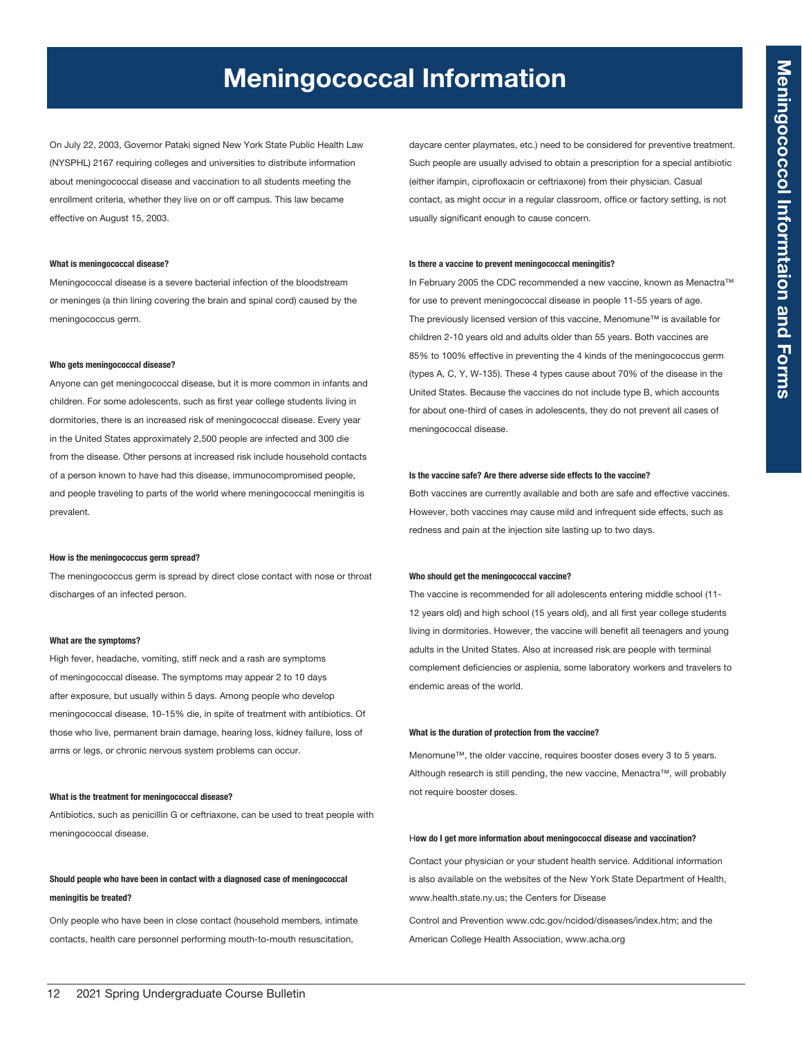# Meningococcal Information

On July 22, 2003, Governor Pataki signed New York State Public Health Law (NYSPHL) 2167 requiring colleges and universities to distribute information about meningococcal disease and vaccination to all students meeting the enrollment criteria, whether they live on or off campus. This law became effective on August 15, 2003.

**What is meningococcal disease?**

Meningococcal disease is a severe bacterial infection of the bloodstream or meninges (a thin lining covering the brain and spinal cord) caused by the meningococcus germ.

**Who gets meningococcal disease?**

Anyone can get meningococcal disease, but it is more common in infants and children. For some adolescents, such as first year college students living in dormitories, there is an increased risk of meningococcal disease. Every year in the United States approximately 2,500 people are infected and 300 die from the disease. Other persons at increased risk include household contacts of a person known to have had this disease, immunocompromised people, and people traveling to parts of the world where meningococcal meningitis is prevalent.

**How is the meningococcus germ spread?**

The meningococcus germ is spread by direct close contact with nose or throat discharges of an infected person.

**What are the symptoms?**

High fever, headache, vomiting, stiff neck and a rash are symptoms of meningococcal disease. The symptoms may appear 2 to 10 days after exposure, but usually within 5 days. Among people who develop meningococcal disease, 10-15% die, in spite of treatment with antibiotics. Of those who live, permanent brain damage, hearing loss, kidney failure, loss of arms or legs, or chronic nervous system problems can occur.

**What is the treatment for meningococcal disease?**

Antibiotics, such as penicillin G or ceftriaxone, can be used to treat people with meningococcal disease.

**Should people who have been in contact with a diagnosed case of meningococcal meningitis be treated?**

Only people who have been in close contact (household members, intimate contacts, health care personnel performing mouth-to-mouth resuscitation, daycare center playmates, etc.) need to be considered for preventive treatment. Such people are usually advised to obtain a prescription for a special antibiotic (either ifampin, ciprofloxacin or ceftriaxone) from their physician. Casual contact, as might occur in a regular classroom, office or factory setting, is not usually significant enough to cause concern.

**Is there a vaccine to prevent meningococcal meningitis?**

In February 2005 the CDC recommended a new vaccine, known as Menactra™ for use to prevent meningococcal disease in people 11-55 years of age. The previously licensed version of this vaccine, Menomune™ is available for children 2-10 years old and adults older than 55 years. Both vaccines are 85% to 100% effective in preventing the 4 kinds of the meningococcus germ (types A, C, Y, W-135). These 4 types cause about 70% of the disease in the United States. Because the vaccines do not include type B, which accounts for about one-third of cases in adolescents, they do not prevent all cases of meningococcal disease.

**Is the vaccine safe? Are there adverse side effects to the vaccine?**

Both vaccines are currently available and both are safe and effective vaccines. However, both vaccines may cause mild and infrequent side effects, such as redness and pain at the injection site lasting up to two days.

**Who should get the meningococcal vaccine?**

The vaccine is recommended for all adolescents entering middle school (11-12 years old) and high school (15 years old), and all first year college students living in dormitories. However, the vaccine will benefit all teenagers and young adults in the United States. Also at increased risk are people with terminal complement deficiencies or asplenia, some laboratory workers and travelers to endemic areas of the world.

**What is the duration of protection from the vaccine?**

Menomune™, the older vaccine, requires booster doses every 3 to 5 years. Although research is still pending, the new vaccine, Menactra™, will probably not require booster doses.

**How do I get more information about meningococcal disease and vaccination?**

Contact your physician or your student health service. Additional information is also available on the websites of the New York State Department of Health, www.health.state.ny.us; the Centers for Disease

Control and Prevention www.cdc.gov/ncidod/diseases/index.htm; and the American College Health Association, www.acha.org